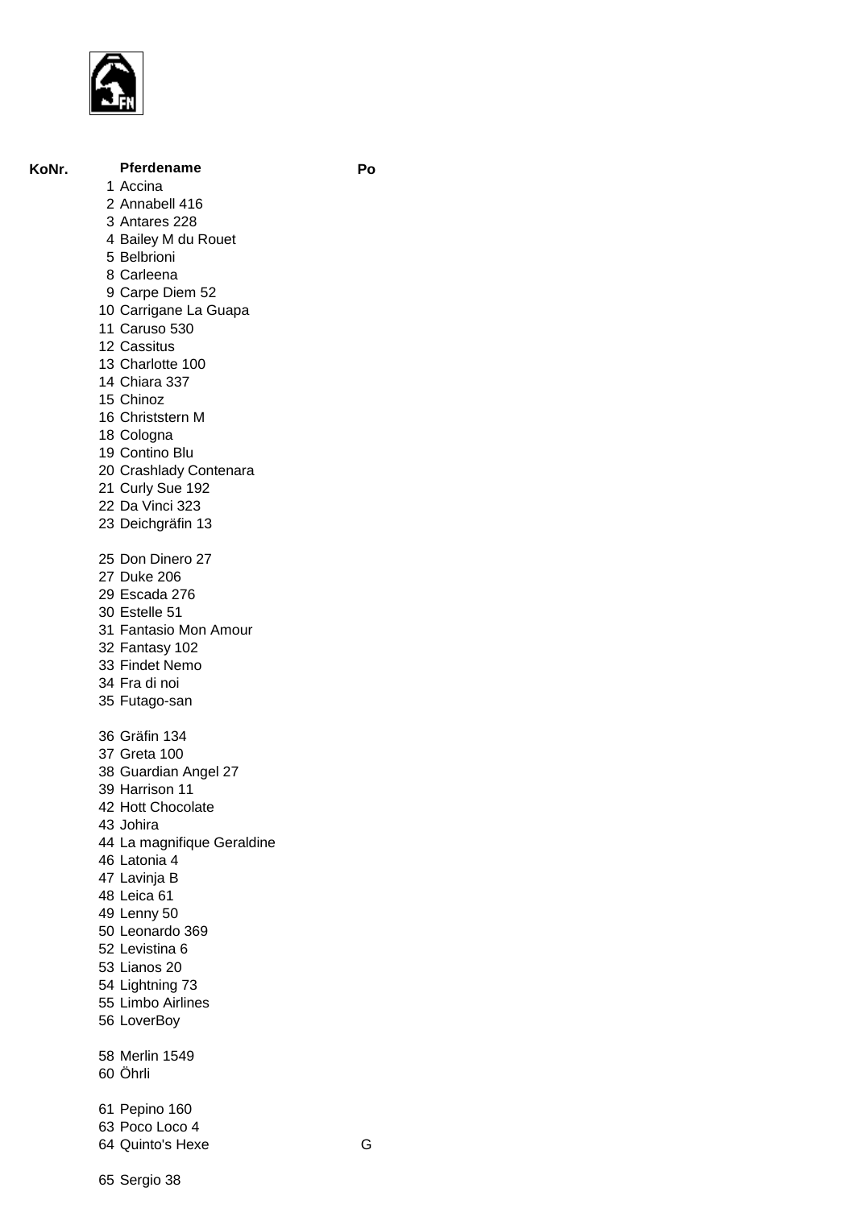| KoNr. | Pferdename | Po |
|---|---|---|
| 1 | Accina | |
| 2 | Annabell 416 | |
| 3 | Antares 228 | |
| 4 | Bailey M du Rouet | |
| 5 | Belbrioni | |
| 8 | Carleena | |
| 9 | Carpe Diem 52 | |
| 10 | Carrigane La Guapa | |
| 11 | Caruso 530 | |
| 12 | Cassitus | |
| 13 | Charlotte 100 | |
| 14 | Chiara 337 | |
| 15 | Chinoz | |
| 16 | Christstern M | |
| 18 | Cologna | |
| 19 | Contino Blu | |
| 20 | Crashlady Contenara | |
| 21 | Curly Sue 192 | |
| 22 | Da Vinci 323 | |
| 23 | Deichgräfin 13 | |
| 25 | Don Dinero 27 | |
| 27 | Duke 206 | |
| 29 | Escada 276 | |
| 30 | Estelle 51 | |
| 31 | Fantasio Mon Amour | |
| 32 | Fantasy 102 | |
| 33 | Findet Nemo | |
| 34 | Fra di noi | |
| 35 | Futago-san | |
| 36 | Gräfin 134 | |
| 37 | Greta 100 | |
| 38 | Guardian Angel 27 | |
| 39 | Harrison 11 | |
| 42 | Hott Chocolate | |
| 43 | Johira | |
| 44 | La magnifique Geraldine | |
| 46 | Latonia 4 | |
| 47 | Lavinja B | |
| 48 | Leica 61 | |
| 49 | Lenny 50 | |
| 50 | Leonardo 369 | |
| 52 | Levistina 6 | |
| 53 | Lianos 20 | |
| 54 | Lightning 73 | |
| 55 | Limbo Airlines | |
| 56 | LoverBoy | |
| 58 | Merlin 1549 | |
| 60 | Öhrli | |
| 61 | Pepino 160 | |
| 63 | Poco Loco 4 | |
| 64 | Quinto's Hexe | G |
| 65 | Sergio 38 | |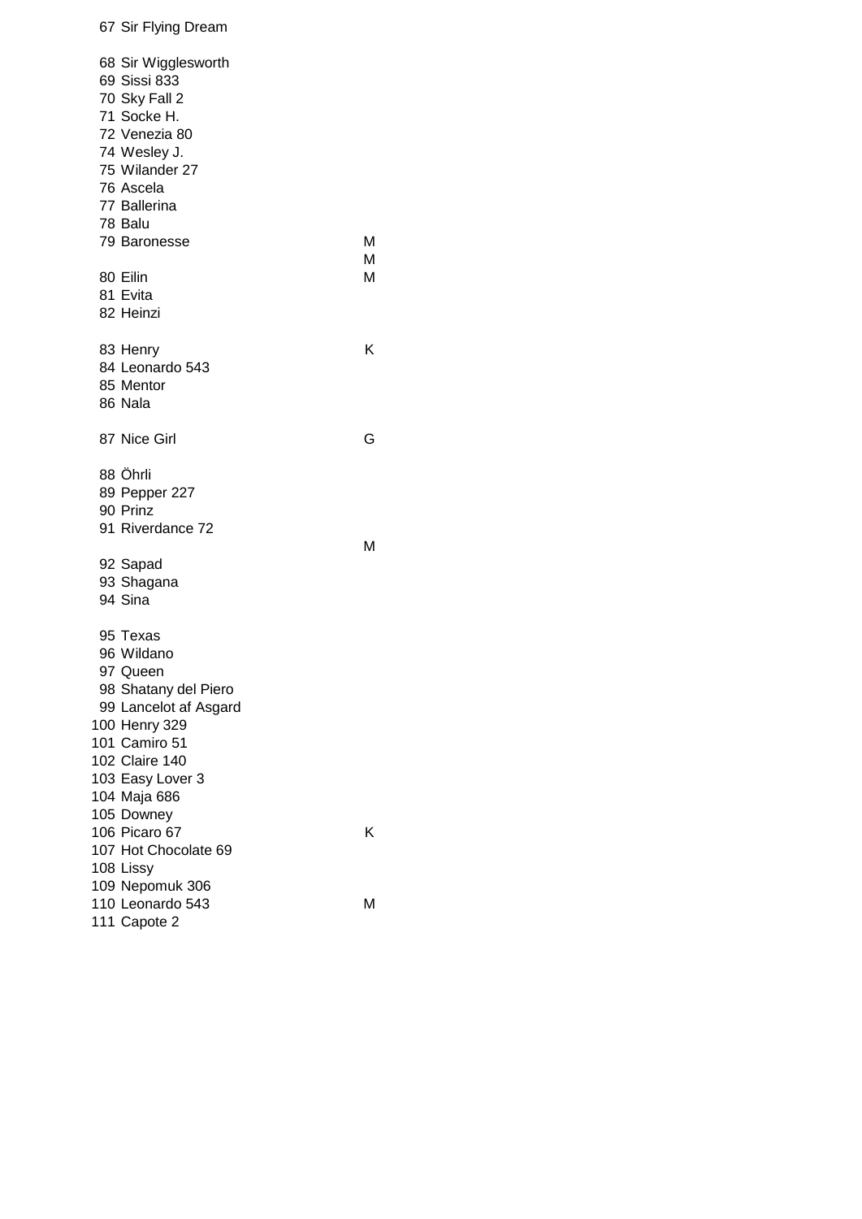| | | |
|---|---|---|
| 67 | Sir Flying Dream | |
| 68 | Sir Wigglesworth | |
| 69 | Sissi 833 | |
| 70 | Sky Fall 2 | |
| 71 | Socke H. | |
| 72 | Venezia 80 | |
| 74 | Wesley J. | |
| 75 | Wilander 27 | |
| 76 | Ascela | |
| 77 | Ballerina | |
| 78 | Balu | |
| 79 | Baronesse | M |
| | | M |
| 80 | Eilin | M |
| 81 | Evita | |
| 82 | Heinzi | |
| 83 | Henry | K |
| 84 | Leonardo 543 | |
| 85 | Mentor | |
| 86 | Nala | |
| 87 | Nice Girl | G |
| 88 | Öhrli | |
| 89 | Pepper 227 | |
| 90 | Prinz | |
| 91 | Riverdance 72 | |
| | | M |
| 92 | Sapad | |
| 93 | Shagana | |
| 94 | Sina | |
| 95 | Texas | |
| 96 | Wildano | |
| 97 | Queen | |
| 98 | Shatany del Piero | |
| 99 | Lancelot af Asgard | |
| 100 | Henry 329 | |
| 101 | Camiro 51 | |
| 102 | Claire 140 | |
| 103 | Easy Lover 3 | |
| 104 | Maja 686 | |
| 105 | Downey | |
| 106 | Picaro 67 | K |
| 107 | Hot Chocolate 69 | |
| 108 | Lissy | |
| 109 | Nepomuk 306 | |
| 110 | Leonardo 543 | M |
| 111 | Capote 2 | |